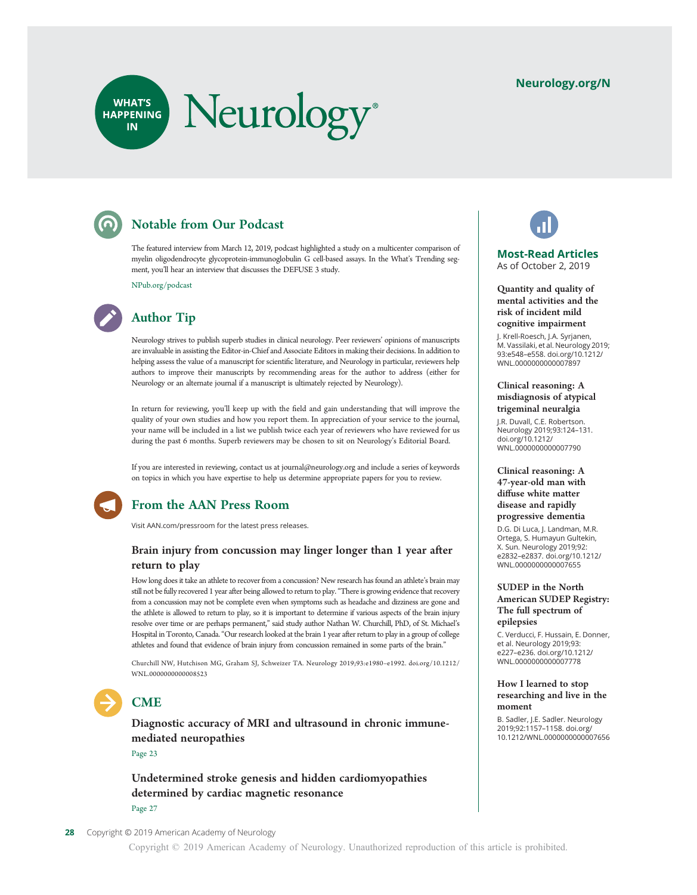# What's Happening in Neurology

## Notable from Our Podcast

The featured interview from March 12, 2019, podcast highlighted a study on a multicenter comparison of myelin oligodendrocyte glycoprotein-immunoglobulin G cell-based assays. In the What's Trending segment, you'll hear an interview that discusses the DEFUSE 3 study.

NPub.org/podcast

## Author Tip

Neurology strives to publish superb studies in clinical neurology. Peer reviewers' opinions of manuscripts are invaluable in assisting the Editor-in-Chief and Associate Editors in making their decisions. In addition to helping assess the value of a manuscript for scientific literature, and Neurology in particular, reviewers help authors to improve their manuscripts by recommending areas for the author to address (either for Neurology or an alternate journal if a manuscript is ultimately rejected by Neurology).

In return for reviewing, you'll keep up with the field and gain understanding that will improve the quality of your own studies and how you report them. In appreciation of your service to the journal, your name will be included in a list we publish twice each year of reviewers who have reviewed for us during the past 6 months. Superb reviewers may be chosen to sit on Neurology's Editorial Board.

If you are interested in reviewing, contact us at journal@neurology.org and include a series of keywords on topics in which you have expertise to help us determine appropriate papers for you to review.

## From the AAN Press Room

Visit AAN.com/pressroom for the latest press releases.

### Brain injury from concussion may linger longer than 1 year after return to play

How long does it take an athlete to recover from a concussion? New research has found an athlete's brain may still not be fully recovered 1 year after being allowed to return to play. "There is growing evidence that recovery from a concussion may not be complete even when symptoms such as headache and dizziness are gone and the athlete is allowed to return to play, so it is important to determine if various aspects of the brain injury resolve over time or are perhaps permanent," said study author Nathan W. Churchill, PhD, of St. Michael's Hospital in Toronto, Canada. "Our research looked at the brain 1 year after return to play in a group of college athletes and found that evidence of brain injury from concussion remained in some parts of the brain."

Churchill NW, Hutchison MG, Graham SJ, Schweizer TA. Neurology 2019;93:e1980–e1992. doi.org/10.1212/WNL.0000000000008523

## CME

### Diagnostic accuracy of MRI and ultrasound in chronic immune-mediated neuropathies

Page 23

### Undetermined stroke genesis and hidden cardiomyopathies determined by cardiac magnetic resonance

Page 27

## Most-Read Articles

As of October 2, 2019

**Quantity and quality of mental activities and the risk of incident mild cognitive impairment**

J. Krell-Roesch, J.A. Syrjanen, M. Vassilaki, et al. Neurology 2019;93:e548–e558. doi.org/10.1212/WNL.0000000000007897

**Clinical reasoning: A misdiagnosis of atypical trigeminal neuralgia**

J.R. Duvall, C.E. Robertson. Neurology 2019;93:124–131. doi.org/10.1212/WNL.0000000000007790

**Clinical reasoning: A 47-year-old man with diffuse white matter disease and rapidly progressive dementia**

D.G. Di Luca, J. Landman, M.R. Ortega, S. Humayun Gultekin, X. Sun. Neurology 2019;92:e2832–e2837. doi.org/10.1212/WNL.0000000000007655

**SUDEP in the North American SUDEP Registry: The full spectrum of epilepsies**

C. Verducci, F. Hussain, E. Donner, et al. Neurology 2019;93:e227–e236. doi.org/10.1212/WNL.0000000000007778

**How I learned to stop researching and live in the moment**

B. Sadler, J.E. Sadler. Neurology 2019;92:1157–1158. doi.org/10.1212/WNL.0000000000007656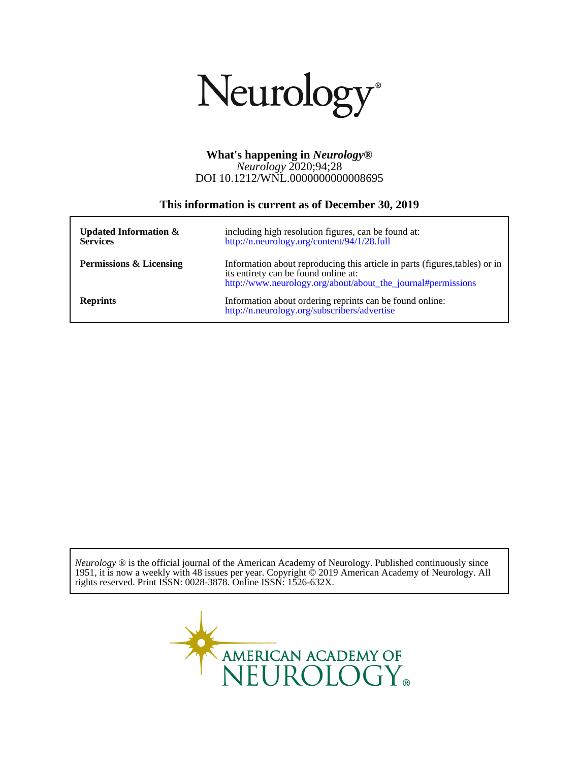# Neurology®

**What's happening in *Neurology*®**
*Neurology* 2020;94;28
DOI 10.1212/WNL.0000000000008695

**This information is current as of December 30, 2019**

| | |
|---|---|
| **Updated Information & Services** | including high resolution figures, can be found at: http://n.neurology.org/content/94/1/28.full |
| **Permissions & Licensing** | Information about reproducing this article in parts (figures,tables) or in its entirety can be found online at: http://www.neurology.org/about/about_the_journal#permissions |
| **Reprints** | Information about ordering reprints can be found online: http://n.neurology.org/subscribers/advertise |

*Neurology* ® is the official journal of the American Academy of Neurology. Published continuously since 1951, it is now a weekly with 48 issues per year. Copyright © 2019 American Academy of Neurology. All rights reserved. Print ISSN: 0028-3878. Online ISSN: 1526-632X.

AMERICAN ACADEMY OF NEUROLOGY®